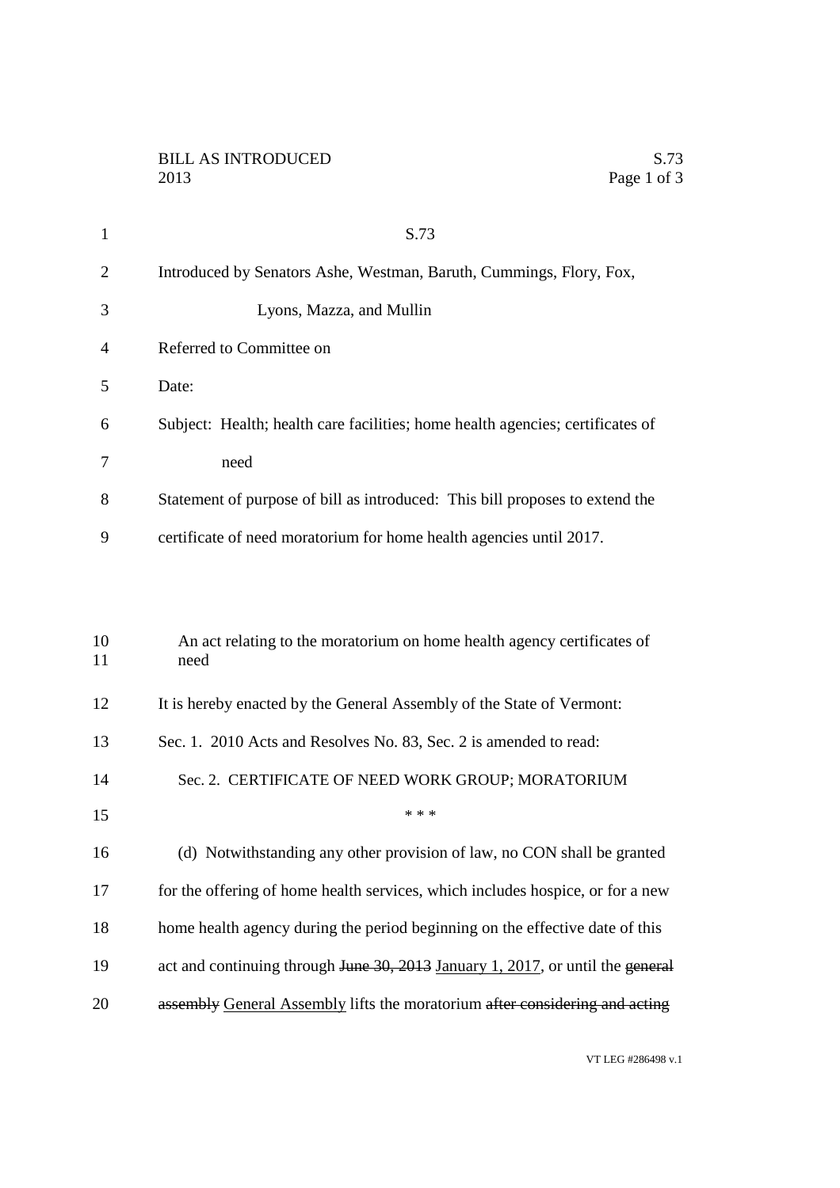BILL AS INTRODUCED S.73
2013

# S.73

Introduced by Senators Ashe, Westman, Baruth, Cummings, Flory, Fox, Lyons, Mazza, and Mullin

Referred to Committee on

Date:

Subject: Health; health care facilities; home health agencies; certificates of need

Statement of purpose of bill as introduced: This bill proposes to extend the certificate of need moratorium for home health agencies until 2017.

An act relating to the moratorium on home health agency certificates of need

It is hereby enacted by the General Assembly of the State of Vermont:

Sec. 1. 2010 Acts and Resolves No. 83, Sec. 2 is amended to read:

Sec. 2. CERTIFICATE OF NEED WORK GROUP; MORATORIUM

\* \* \*

(d) Notwithstanding any other provision of law, no CON shall be granted for the offering of home health services, which includes hospice, or for a new home health agency during the period beginning on the effective date of this act and continuing through ~~June 30, 2013~~ <u>January 1, 2017</u>, or until the ~~general assembly~~ <u>General Assembly</u> lifts the moratorium ~~after considering and acting~~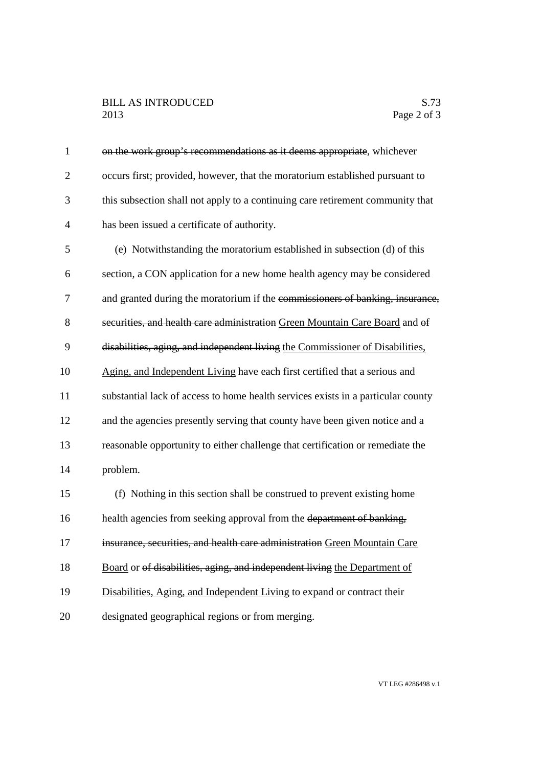~~on the work group's recommendations as it deems appropriate~~, whichever occurs first; provided, however, that the moratorium established pursuant to this subsection shall not apply to a continuing care retirement community that has been issued a certificate of authority.

(e) Notwithstanding the moratorium established in subsection (d) of this section, a CON application for a new home health agency may be considered and granted during the moratorium if the ~~commissioners of banking, insurance, securities, and health care administration~~ <u>Green Mountain Care Board</u> and ~~of disabilities, aging, and independent living~~ <u>the Commissioner of Disabilities, Aging, and Independent Living</u> have each first certified that a serious and substantial lack of access to home health services exists in a particular county and the agencies presently serving that county have been given notice and a reasonable opportunity to either challenge that certification or remediate the problem.

(f) Nothing in this section shall be construed to prevent existing home health agencies from seeking approval from the ~~department of banking, insurance, securities, and health care administration~~ <u>Green Mountain Care Board</u> or ~~of disabilities, aging, and independent living~~ <u>the Department of Disabilities, Aging, and Independent Living</u> to expand or contract their designated geographical regions or from merging.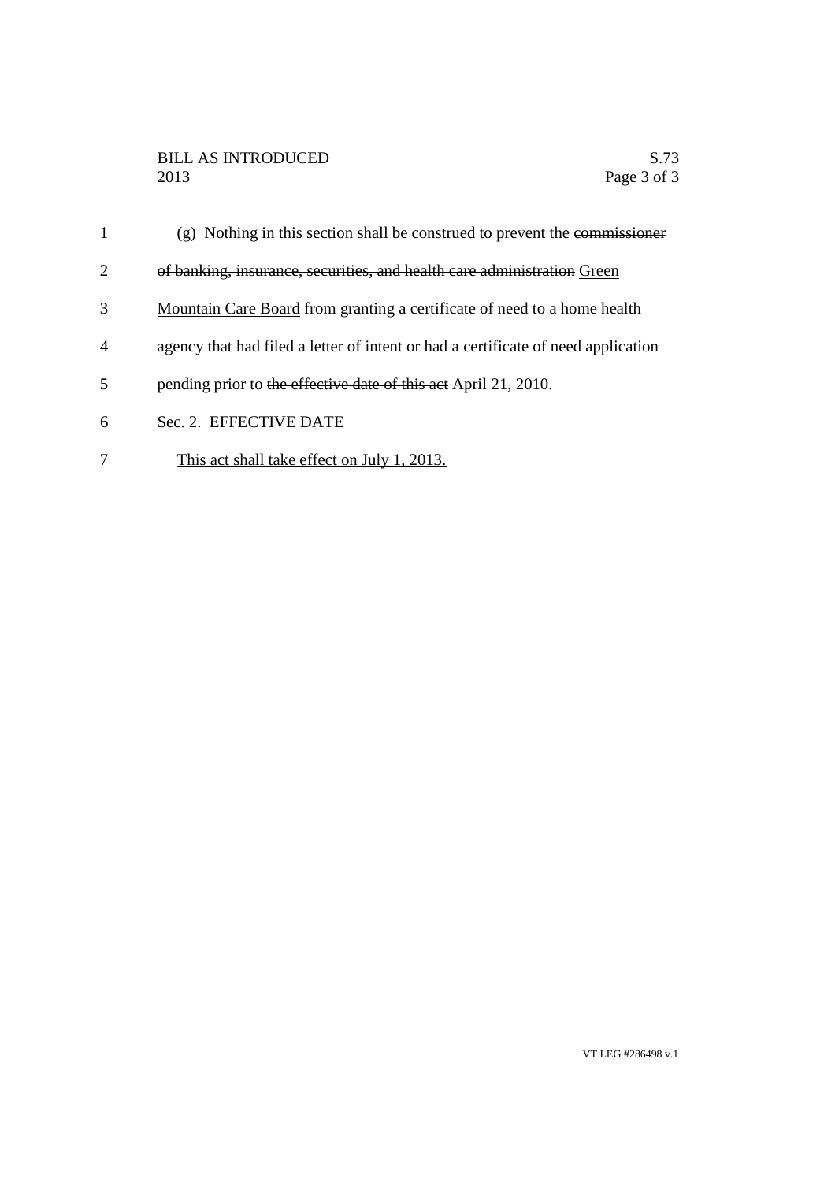(g) Nothing in this section shall be construed to prevent the ~~commissioner of banking, insurance, securities, and health care administration~~ <u>Green Mountain Care Board</u> from granting a certificate of need to a home health agency that had filed a letter of intent or had a certificate of need application pending prior to ~~the effective date of this act~~ <u>April 21, 2010</u>.

Sec. 2. EFFECTIVE DATE

<u>This act shall take effect on July 1, 2013.</u>